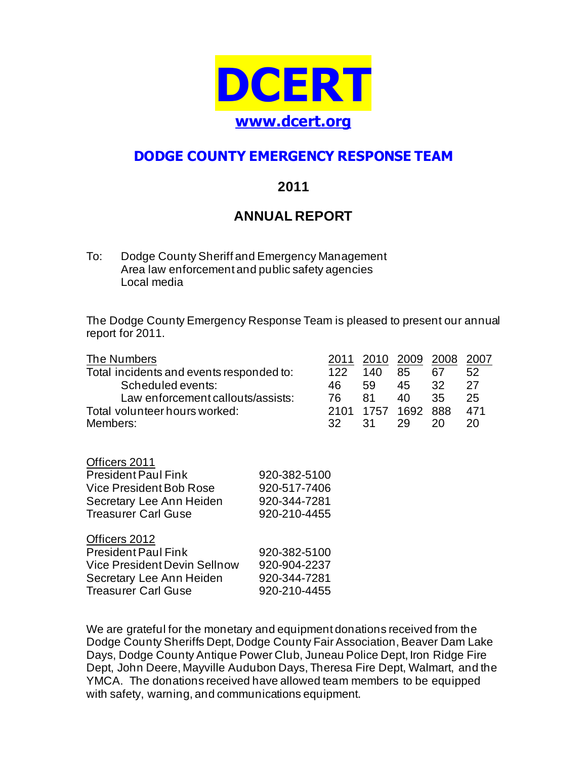# DCERT

**www.dcert.org**

## DODGE COUNTY EMERGENCY RESPONSE TEAM

### 2011

### ANNUAL REPORT

To: Dodge County Sheriff and Emergency Management
Area law enforcement and public safety agencies
Local media

The Dodge County Emergency Response Team is pleased to present our annual report for 2011.

| The Numbers | 2011 | 2010 | 2009 | 2008 | 2007 |
|---|---|---|---|---|---|
| Total incidents and events responded to: | 122 | 140 | 85 | 67 | 52 |
| Scheduled events: | 46 | 59 | 45 | 32 | 27 |
| Law enforcement callouts/assists: | 76 | 81 | 40 | 35 | 25 |
| Total volunteer hours worked: | 2101 | 1757 | 1692 | 888 | 471 |
| Members: | 32 | 31 | 29 | 20 | 20 |

Officers 2011

| | |
|---|---|
| President Paul Fink | 920-382-5100 |
| Vice President Bob Rose | 920-517-7406 |
| Secretary Lee Ann Heiden | 920-344-7281 |
| Treasurer Carl Guse | 920-210-4455 |

Officers 2012

| | |
|---|---|
| President Paul Fink | 920-382-5100 |
| Vice President Devin Sellnow | 920-904-2237 |
| Secretary Lee Ann Heiden | 920-344-7281 |
| Treasurer Carl Guse | 920-210-4455 |

We are grateful for the monetary and equipment donations received from the Dodge County Sheriffs Dept, Dodge County Fair Association, Beaver Dam Lake Days, Dodge County Antique Power Club, Juneau Police Dept, Iron Ridge Fire Dept, John Deere, Mayville Audubon Days, Theresa Fire Dept, Walmart, and the YMCA. The donations received have allowed team members to be equipped with safety, warning, and communications equipment.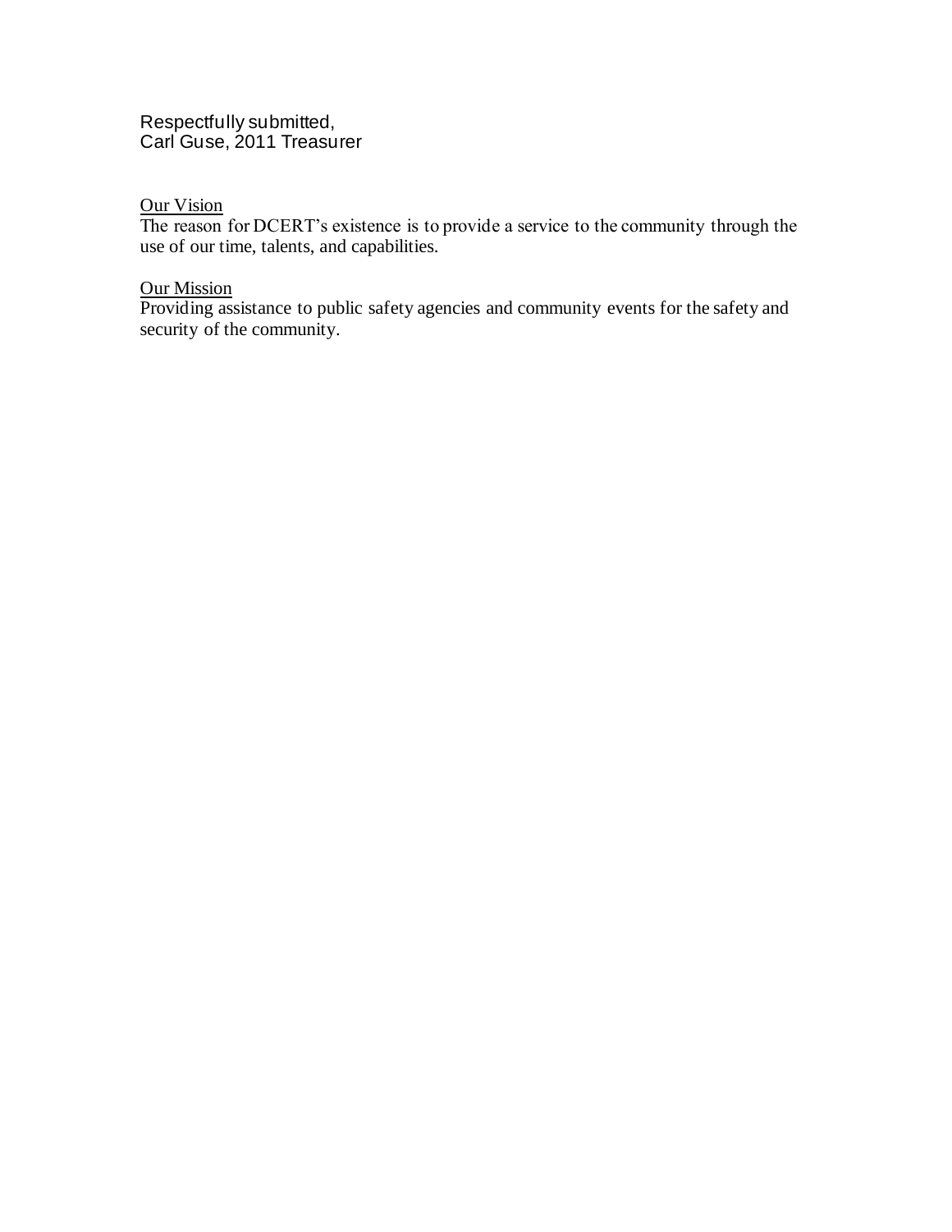Respectfully submitted,
Carl Guse, 2011 Treasurer

Our Vision

The reason for DCERT's existence is to provide a service to the community through the use of our time, talents, and capabilities.

Our Mission

Providing assistance to public safety agencies and community events for the safety and security of the community.